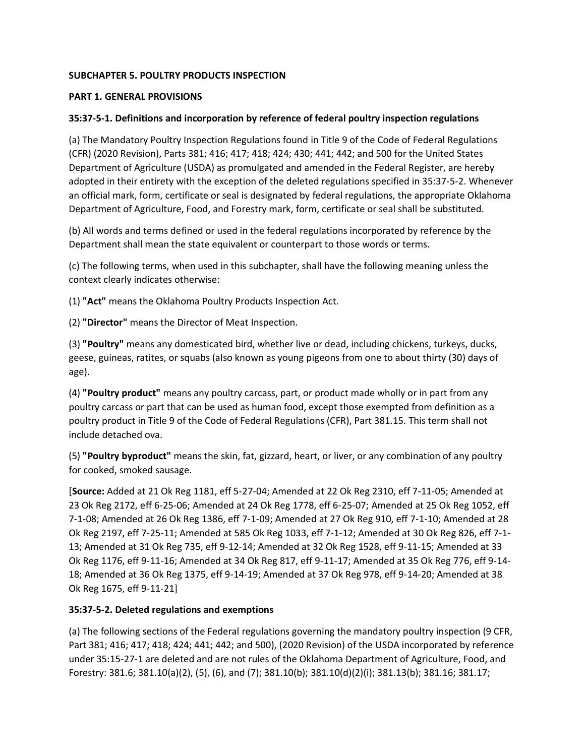**SUBCHAPTER 5. POULTRY PRODUCTS INSPECTION**

**PART 1. GENERAL PROVISIONS**

**35:37-5-1. Definitions and incorporation by reference of federal poultry inspection regulations**

(a) The Mandatory Poultry Inspection Regulations found in Title 9 of the Code of Federal Regulations (CFR) (2020 Revision), Parts 381; 416; 417; 418; 424; 430; 441; 442; and 500 for the United States Department of Agriculture (USDA) as promulgated and amended in the Federal Register, are hereby adopted in their entirety with the exception of the deleted regulations specified in 35:37-5-2. Whenever an official mark, form, certificate or seal is designated by federal regulations, the appropriate Oklahoma Department of Agriculture, Food, and Forestry mark, form, certificate or seal shall be substituted.

(b) All words and terms defined or used in the federal regulations incorporated by reference by the Department shall mean the state equivalent or counterpart to those words or terms.

(c) The following terms, when used in this subchapter, shall have the following meaning unless the context clearly indicates otherwise:

(1) **"Act"** means the Oklahoma Poultry Products Inspection Act.

(2) **"Director"** means the Director of Meat Inspection.

(3) **"Poultry"** means any domesticated bird, whether live or dead, including chickens, turkeys, ducks, geese, guineas, ratites, or squabs (also known as young pigeons from one to about thirty (30) days of age).

(4) **"Poultry product"** means any poultry carcass, part, or product made wholly or in part from any poultry carcass or part that can be used as human food, except those exempted from definition as a poultry product in Title 9 of the Code of Federal Regulations (CFR), Part 381.15. This term shall not include detached ova.

(5) **"Poultry byproduct"** means the skin, fat, gizzard, heart, or liver, or any combination of any poultry for cooked, smoked sausage.

[**Source:** Added at 21 Ok Reg 1181, eff 5-27-04; Amended at 22 Ok Reg 2310, eff 7-11-05; Amended at 23 Ok Reg 2172, eff 6-25-06; Amended at 24 Ok Reg 1778, eff 6-25-07; Amended at 25 Ok Reg 1052, eff 7-1-08; Amended at 26 Ok Reg 1386, eff 7-1-09; Amended at 27 Ok Reg 910, eff 7-1-10; Amended at 28 Ok Reg 2197, eff 7-25-11; Amended at 585 Ok Reg 1033, eff 7-1-12; Amended at 30 Ok Reg 826, eff 7-1-13; Amended at 31 Ok Reg 735, eff 9-12-14; Amended at 32 Ok Reg 1528, eff 9-11-15; Amended at 33 Ok Reg 1176, eff 9-11-16; Amended at 34 Ok Reg 817, eff 9-11-17; Amended at 35 Ok Reg 776, eff 9-14-18; Amended at 36 Ok Reg 1375, eff 9-14-19; Amended at 37 Ok Reg 978, eff 9-14-20; Amended at 38 Ok Reg 1675, eff 9-11-21]

**35:37-5-2. Deleted regulations and exemptions**

(a) The following sections of the Federal regulations governing the mandatory poultry inspection (9 CFR, Part 381; 416; 417; 418; 424; 441; 442; and 500), (2020 Revision) of the USDA incorporated by reference under 35:15-27-1 are deleted and are not rules of the Oklahoma Department of Agriculture, Food, and Forestry: 381.6; 381.10(a)(2), (5), (6), and (7); 381.10(b); 381.10(d)(2)(i); 381.13(b); 381.16; 381.17;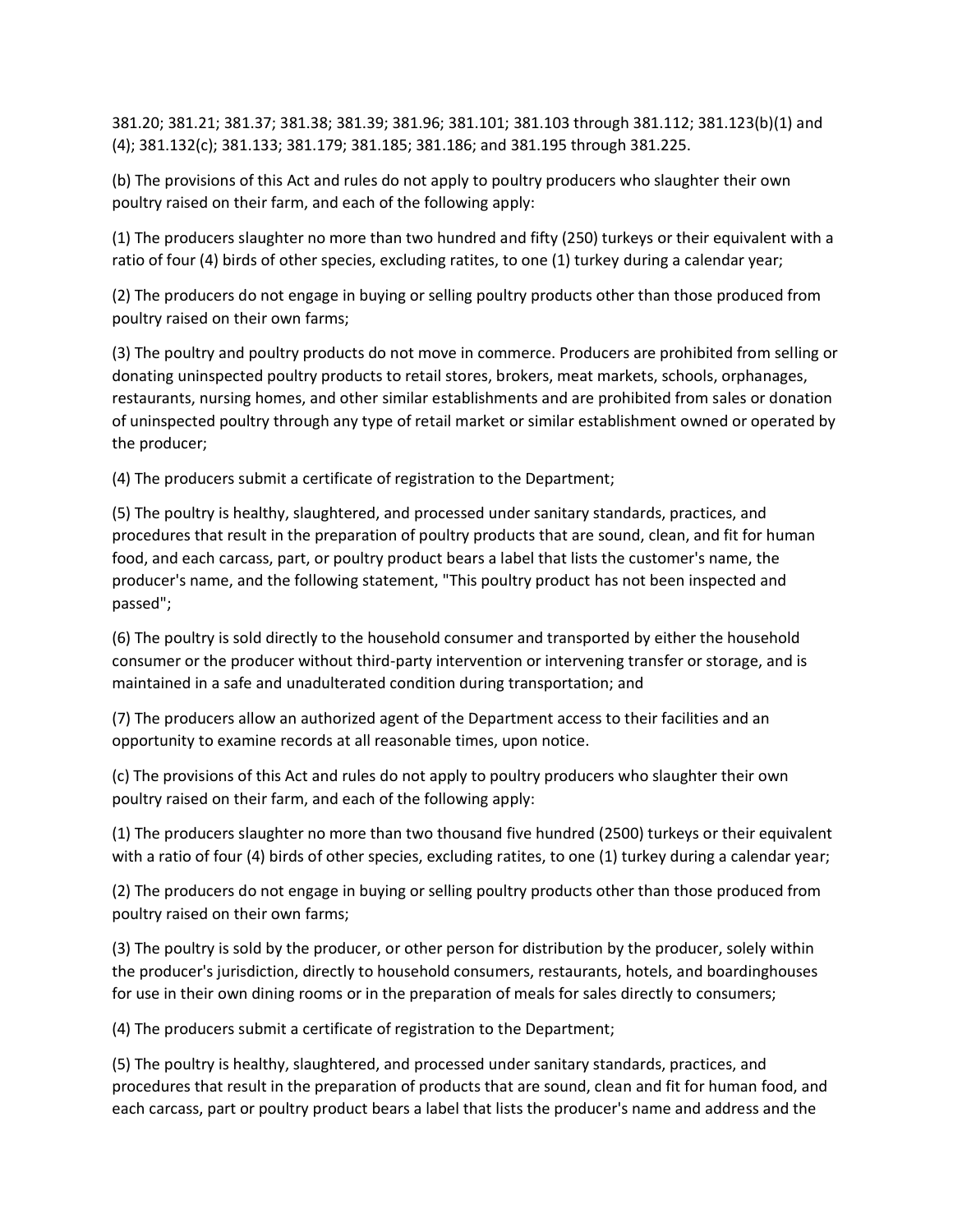381.20; 381.21; 381.37; 381.38; 381.39; 381.96; 381.101; 381.103 through 381.112; 381.123(b)(1) and (4); 381.132(c); 381.133; 381.179; 381.185; 381.186; and 381.195 through 381.225.

(b) The provisions of this Act and rules do not apply to poultry producers who slaughter their own poultry raised on their farm, and each of the following apply:

(1) The producers slaughter no more than two hundred and fifty (250) turkeys or their equivalent with a ratio of four (4) birds of other species, excluding ratites, to one (1) turkey during a calendar year;

(2) The producers do not engage in buying or selling poultry products other than those produced from poultry raised on their own farms;

(3) The poultry and poultry products do not move in commerce. Producers are prohibited from selling or donating uninspected poultry products to retail stores, brokers, meat markets, schools, orphanages, restaurants, nursing homes, and other similar establishments and are prohibited from sales or donation of uninspected poultry through any type of retail market or similar establishment owned or operated by the producer;

(4) The producers submit a certificate of registration to the Department;

(5) The poultry is healthy, slaughtered, and processed under sanitary standards, practices, and procedures that result in the preparation of poultry products that are sound, clean, and fit for human food, and each carcass, part, or poultry product bears a label that lists the customer's name, the producer's name, and the following statement, "This poultry product has not been inspected and passed";

(6) The poultry is sold directly to the household consumer and transported by either the household consumer or the producer without third-party intervention or intervening transfer or storage, and is maintained in a safe and unadulterated condition during transportation; and

(7) The producers allow an authorized agent of the Department access to their facilities and an opportunity to examine records at all reasonable times, upon notice.

(c) The provisions of this Act and rules do not apply to poultry producers who slaughter their own poultry raised on their farm, and each of the following apply:

(1) The producers slaughter no more than two thousand five hundred (2500) turkeys or their equivalent with a ratio of four (4) birds of other species, excluding ratites, to one (1) turkey during a calendar year;

(2) The producers do not engage in buying or selling poultry products other than those produced from poultry raised on their own farms;

(3) The poultry is sold by the producer, or other person for distribution by the producer, solely within the producer's jurisdiction, directly to household consumers, restaurants, hotels, and boardinghouses for use in their own dining rooms or in the preparation of meals for sales directly to consumers;

(4) The producers submit a certificate of registration to the Department;

(5) The poultry is healthy, slaughtered, and processed under sanitary standards, practices, and procedures that result in the preparation of products that are sound, clean and fit for human food, and each carcass, part or poultry product bears a label that lists the producer's name and address and the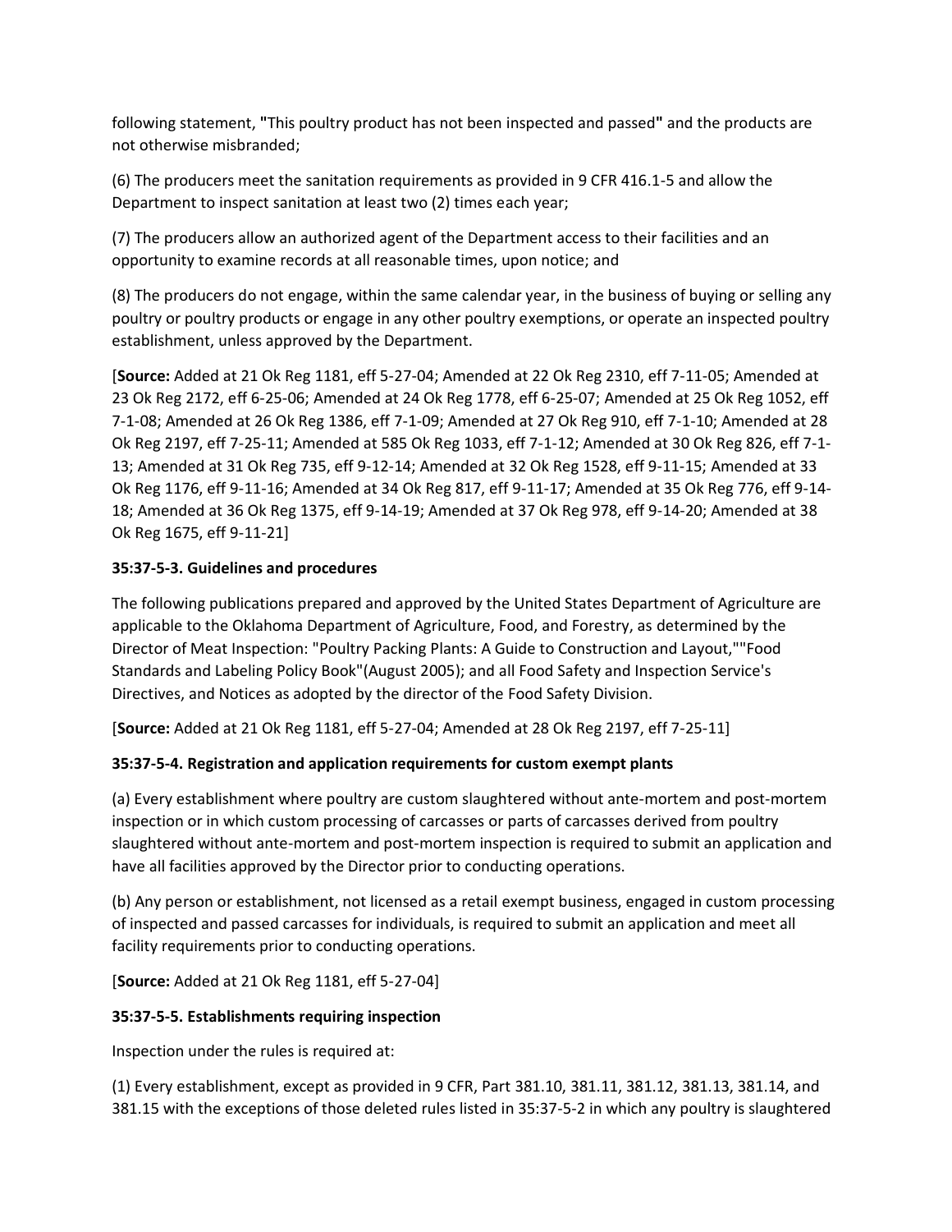following statement, **"**This poultry product has not been inspected and passed**"** and the products are not otherwise misbranded;

(6) The producers meet the sanitation requirements as provided in 9 CFR 416.1-5 and allow the Department to inspect sanitation at least two (2) times each year;

(7) The producers allow an authorized agent of the Department access to their facilities and an opportunity to examine records at all reasonable times, upon notice; and

(8) The producers do not engage, within the same calendar year, in the business of buying or selling any poultry or poultry products or engage in any other poultry exemptions, or operate an inspected poultry establishment, unless approved by the Department.

[**Source:** Added at 21 Ok Reg 1181, eff 5-27-04; Amended at 22 Ok Reg 2310, eff 7-11-05; Amended at 23 Ok Reg 2172, eff 6-25-06; Amended at 24 Ok Reg 1778, eff 6-25-07; Amended at 25 Ok Reg 1052, eff 7-1-08; Amended at 26 Ok Reg 1386, eff 7-1-09; Amended at 27 Ok Reg 910, eff 7-1-10; Amended at 28 Ok Reg 2197, eff 7-25-11; Amended at 585 Ok Reg 1033, eff 7-1-12; Amended at 30 Ok Reg 826, eff 7-1-13; Amended at 31 Ok Reg 735, eff 9-12-14; Amended at 32 Ok Reg 1528, eff 9-11-15; Amended at 33 Ok Reg 1176, eff 9-11-16; Amended at 34 Ok Reg 817, eff 9-11-17; Amended at 35 Ok Reg 776, eff 9-14-18; Amended at 36 Ok Reg 1375, eff 9-14-19; Amended at 37 Ok Reg 978, eff 9-14-20; Amended at 38 Ok Reg 1675, eff 9-11-21]

**35:37-5-3. Guidelines and procedures**

The following publications prepared and approved by the United States Department of Agriculture are applicable to the Oklahoma Department of Agriculture, Food, and Forestry, as determined by the Director of Meat Inspection: "Poultry Packing Plants: A Guide to Construction and Layout,""Food Standards and Labeling Policy Book"(August 2005); and all Food Safety and Inspection Service's Directives, and Notices as adopted by the director of the Food Safety Division.

[**Source:** Added at 21 Ok Reg 1181, eff 5-27-04; Amended at 28 Ok Reg 2197, eff 7-25-11]

**35:37-5-4. Registration and application requirements for custom exempt plants**

(a) Every establishment where poultry are custom slaughtered without ante-mortem and post-mortem inspection or in which custom processing of carcasses or parts of carcasses derived from poultry slaughtered without ante-mortem and post-mortem inspection is required to submit an application and have all facilities approved by the Director prior to conducting operations.

(b) Any person or establishment, not licensed as a retail exempt business, engaged in custom processing of inspected and passed carcasses for individuals, is required to submit an application and meet all facility requirements prior to conducting operations.

[**Source:** Added at 21 Ok Reg 1181, eff 5-27-04]

**35:37-5-5. Establishments requiring inspection**

Inspection under the rules is required at:

(1) Every establishment, except as provided in 9 CFR, Part 381.10, 381.11, 381.12, 381.13, 381.14, and 381.15 with the exceptions of those deleted rules listed in 35:37-5-2 in which any poultry is slaughtered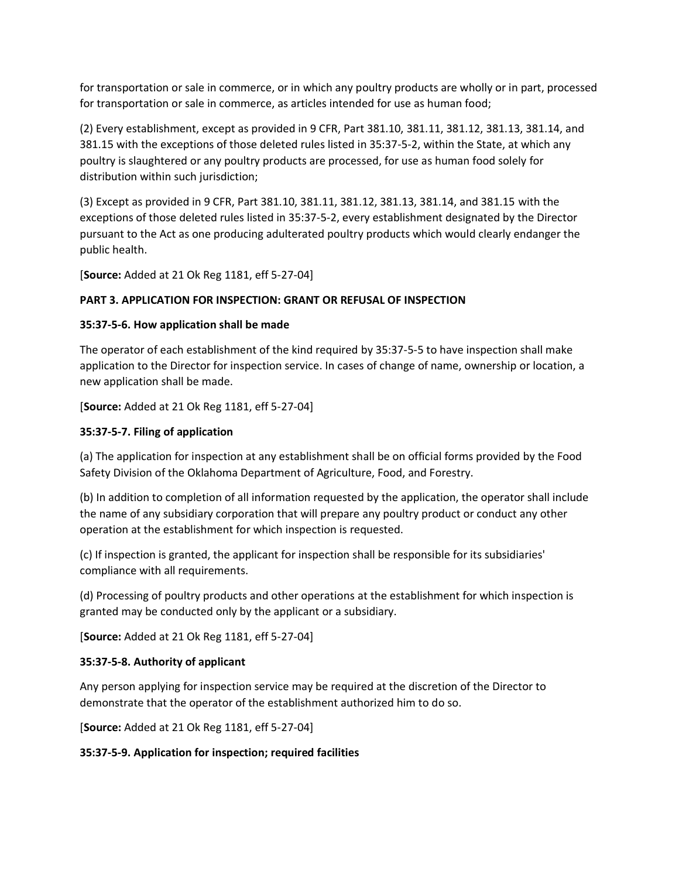for transportation or sale in commerce, or in which any poultry products are wholly or in part, processed for transportation or sale in commerce, as articles intended for use as human food;

(2) Every establishment, except as provided in 9 CFR, Part 381.10, 381.11, 381.12, 381.13, 381.14, and 381.15 with the exceptions of those deleted rules listed in 35:37-5-2, within the State, at which any poultry is slaughtered or any poultry products are processed, for use as human food solely for distribution within such jurisdiction;

(3) Except as provided in 9 CFR, Part 381.10, 381.11, 381.12, 381.13, 381.14, and 381.15 with the exceptions of those deleted rules listed in 35:37-5-2, every establishment designated by the Director pursuant to the Act as one producing adulterated poultry products which would clearly endanger the public health.

[**Source:** Added at 21 Ok Reg 1181, eff 5-27-04]

**PART 3. APPLICATION FOR INSPECTION: GRANT OR REFUSAL OF INSPECTION**

**35:37-5-6. How application shall be made**

The operator of each establishment of the kind required by 35:37-5-5 to have inspection shall make application to the Director for inspection service. In cases of change of name, ownership or location, a new application shall be made.

[**Source:** Added at 21 Ok Reg 1181, eff 5-27-04]

**35:37-5-7. Filing of application**

(a) The application for inspection at any establishment shall be on official forms provided by the Food Safety Division of the Oklahoma Department of Agriculture, Food, and Forestry.

(b) In addition to completion of all information requested by the application, the operator shall include the name of any subsidiary corporation that will prepare any poultry product or conduct any other operation at the establishment for which inspection is requested.

(c) If inspection is granted, the applicant for inspection shall be responsible for its subsidiaries' compliance with all requirements.

(d) Processing of poultry products and other operations at the establishment for which inspection is granted may be conducted only by the applicant or a subsidiary.

[**Source:** Added at 21 Ok Reg 1181, eff 5-27-04]

**35:37-5-8. Authority of applicant**

Any person applying for inspection service may be required at the discretion of the Director to demonstrate that the operator of the establishment authorized him to do so.

[**Source:** Added at 21 Ok Reg 1181, eff 5-27-04]

**35:37-5-9. Application for inspection; required facilities**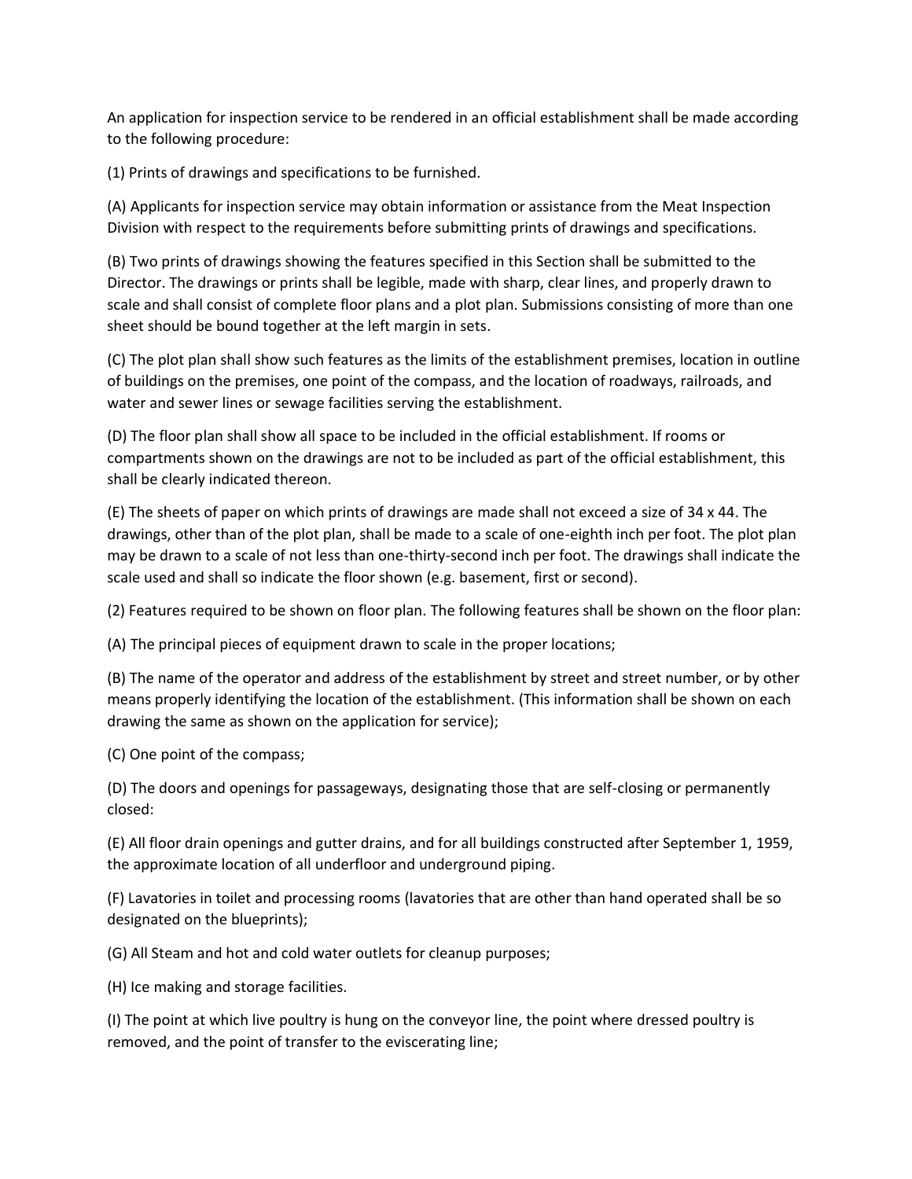An application for inspection service to be rendered in an official establishment shall be made according to the following procedure:

(1) Prints of drawings and specifications to be furnished.

(A) Applicants for inspection service may obtain information or assistance from the Meat Inspection Division with respect to the requirements before submitting prints of drawings and specifications.

(B) Two prints of drawings showing the features specified in this Section shall be submitted to the Director. The drawings or prints shall be legible, made with sharp, clear lines, and properly drawn to scale and shall consist of complete floor plans and a plot plan. Submissions consisting of more than one sheet should be bound together at the left margin in sets.

(C) The plot plan shall show such features as the limits of the establishment premises, location in outline of buildings on the premises, one point of the compass, and the location of roadways, railroads, and water and sewer lines or sewage facilities serving the establishment.

(D) The floor plan shall show all space to be included in the official establishment. If rooms or compartments shown on the drawings are not to be included as part of the official establishment, this shall be clearly indicated thereon.

(E) The sheets of paper on which prints of drawings are made shall not exceed a size of 34 x 44. The drawings, other than of the plot plan, shall be made to a scale of one-eighth inch per foot. The plot plan may be drawn to a scale of not less than one-thirty-second inch per foot. The drawings shall indicate the scale used and shall so indicate the floor shown (e.g. basement, first or second).

(2) Features required to be shown on floor plan. The following features shall be shown on the floor plan:

(A) The principal pieces of equipment drawn to scale in the proper locations;

(B) The name of the operator and address of the establishment by street and street number, or by other means properly identifying the location of the establishment. (This information shall be shown on each drawing the same as shown on the application for service);

(C) One point of the compass;

(D) The doors and openings for passageways, designating those that are self-closing or permanently closed:

(E) All floor drain openings and gutter drains, and for all buildings constructed after September 1, 1959, the approximate location of all underfloor and underground piping.

(F) Lavatories in toilet and processing rooms (lavatories that are other than hand operated shall be so designated on the blueprints);

(G) All Steam and hot and cold water outlets for cleanup purposes;

(H) Ice making and storage facilities.

(I) The point at which live poultry is hung on the conveyor line, the point where dressed poultry is removed, and the point of transfer to the eviscerating line;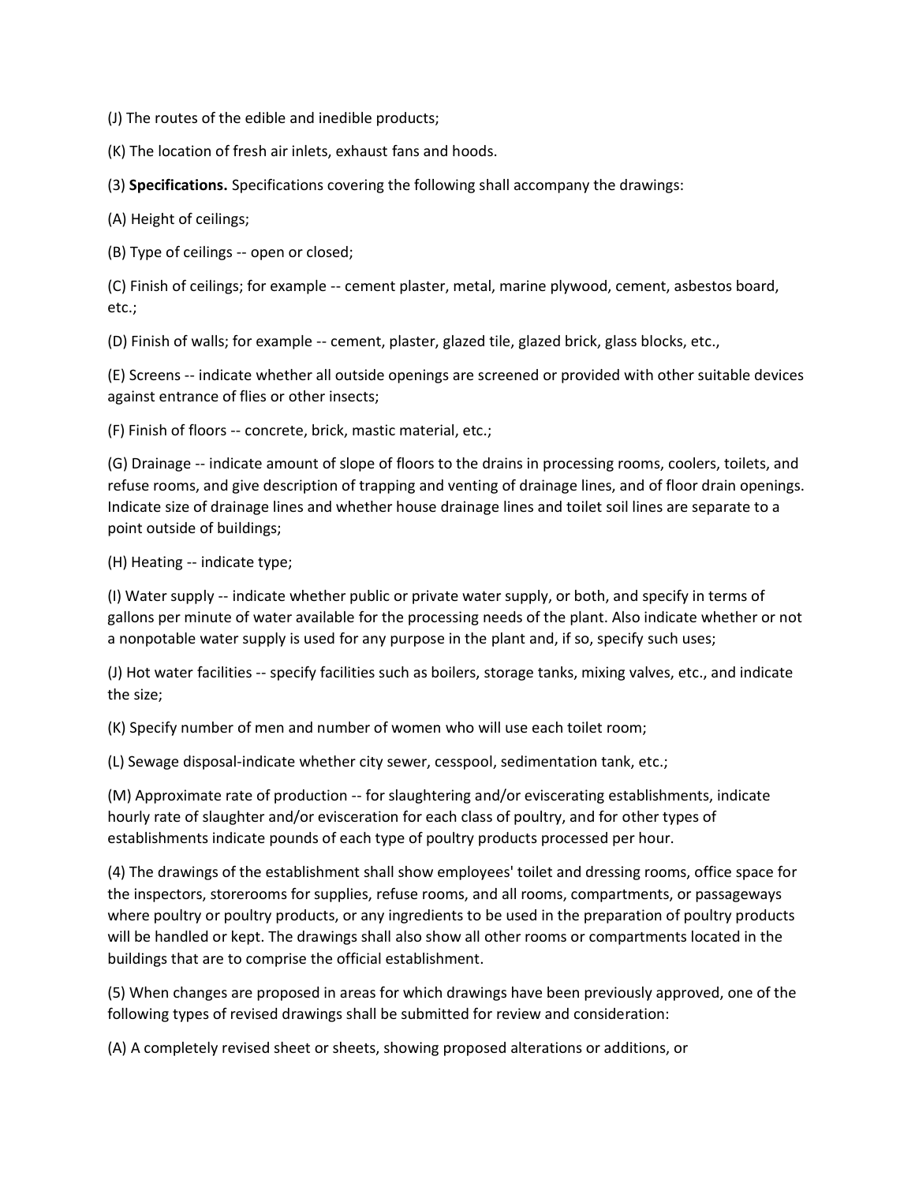(J) The routes of the edible and inedible products;

(K) The location of fresh air inlets, exhaust fans and hoods.

(3) **Specifications.** Specifications covering the following shall accompany the drawings:

(A) Height of ceilings;

(B) Type of ceilings -- open or closed;

(C) Finish of ceilings; for example -- cement plaster, metal, marine plywood, cement, asbestos board, etc.;

(D) Finish of walls; for example -- cement, plaster, glazed tile, glazed brick, glass blocks, etc.,

(E) Screens -- indicate whether all outside openings are screened or provided with other suitable devices against entrance of flies or other insects;

(F) Finish of floors -- concrete, brick, mastic material, etc.;

(G) Drainage -- indicate amount of slope of floors to the drains in processing rooms, coolers, toilets, and refuse rooms, and give description of trapping and venting of drainage lines, and of floor drain openings. Indicate size of drainage lines and whether house drainage lines and toilet soil lines are separate to a point outside of buildings;

(H) Heating -- indicate type;

(I) Water supply -- indicate whether public or private water supply, or both, and specify in terms of gallons per minute of water available for the processing needs of the plant. Also indicate whether or not a nonpotable water supply is used for any purpose in the plant and, if so, specify such uses;

(J) Hot water facilities -- specify facilities such as boilers, storage tanks, mixing valves, etc., and indicate the size;

(K) Specify number of men and number of women who will use each toilet room;

(L) Sewage disposal-indicate whether city sewer, cesspool, sedimentation tank, etc.;

(M) Approximate rate of production -- for slaughtering and/or eviscerating establishments, indicate hourly rate of slaughter and/or evisceration for each class of poultry, and for other types of establishments indicate pounds of each type of poultry products processed per hour.

(4) The drawings of the establishment shall show employees' toilet and dressing rooms, office space for the inspectors, storerooms for supplies, refuse rooms, and all rooms, compartments, or passageways where poultry or poultry products, or any ingredients to be used in the preparation of poultry products will be handled or kept. The drawings shall also show all other rooms or compartments located in the buildings that are to comprise the official establishment.

(5) When changes are proposed in areas for which drawings have been previously approved, one of the following types of revised drawings shall be submitted for review and consideration:

(A) A completely revised sheet or sheets, showing proposed alterations or additions, or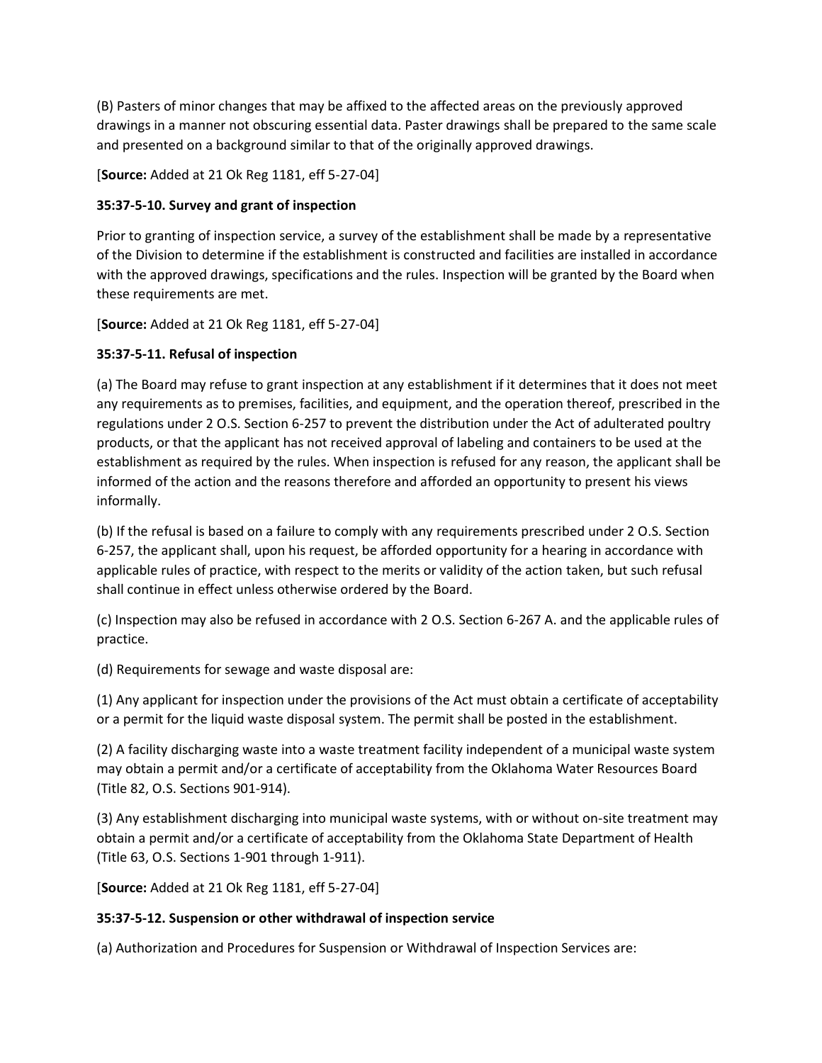(B) Pasters of minor changes that may be affixed to the affected areas on the previously approved drawings in a manner not obscuring essential data. Paster drawings shall be prepared to the same scale and presented on a background similar to that of the originally approved drawings.

[**Source:** Added at 21 Ok Reg 1181, eff 5-27-04]

**35:37-5-10. Survey and grant of inspection**

Prior to granting of inspection service, a survey of the establishment shall be made by a representative of the Division to determine if the establishment is constructed and facilities are installed in accordance with the approved drawings, specifications and the rules. Inspection will be granted by the Board when these requirements are met.

[**Source:** Added at 21 Ok Reg 1181, eff 5-27-04]

**35:37-5-11. Refusal of inspection**

(a) The Board may refuse to grant inspection at any establishment if it determines that it does not meet any requirements as to premises, facilities, and equipment, and the operation thereof, prescribed in the regulations under 2 O.S. Section 6-257 to prevent the distribution under the Act of adulterated poultry products, or that the applicant has not received approval of labeling and containers to be used at the establishment as required by the rules. When inspection is refused for any reason, the applicant shall be informed of the action and the reasons therefore and afforded an opportunity to present his views informally.

(b) If the refusal is based on a failure to comply with any requirements prescribed under 2 O.S. Section 6-257, the applicant shall, upon his request, be afforded opportunity for a hearing in accordance with applicable rules of practice, with respect to the merits or validity of the action taken, but such refusal shall continue in effect unless otherwise ordered by the Board.

(c) Inspection may also be refused in accordance with 2 O.S. Section 6-267 A. and the applicable rules of practice.

(d) Requirements for sewage and waste disposal are:

(1) Any applicant for inspection under the provisions of the Act must obtain a certificate of acceptability or a permit for the liquid waste disposal system. The permit shall be posted in the establishment.

(2) A facility discharging waste into a waste treatment facility independent of a municipal waste system may obtain a permit and/or a certificate of acceptability from the Oklahoma Water Resources Board (Title 82, O.S. Sections 901-914).

(3) Any establishment discharging into municipal waste systems, with or without on-site treatment may obtain a permit and/or a certificate of acceptability from the Oklahoma State Department of Health (Title 63, O.S. Sections 1-901 through 1-911).

[**Source:** Added at 21 Ok Reg 1181, eff 5-27-04]

**35:37-5-12. Suspension or other withdrawal of inspection service**

(a) Authorization and Procedures for Suspension or Withdrawal of Inspection Services are: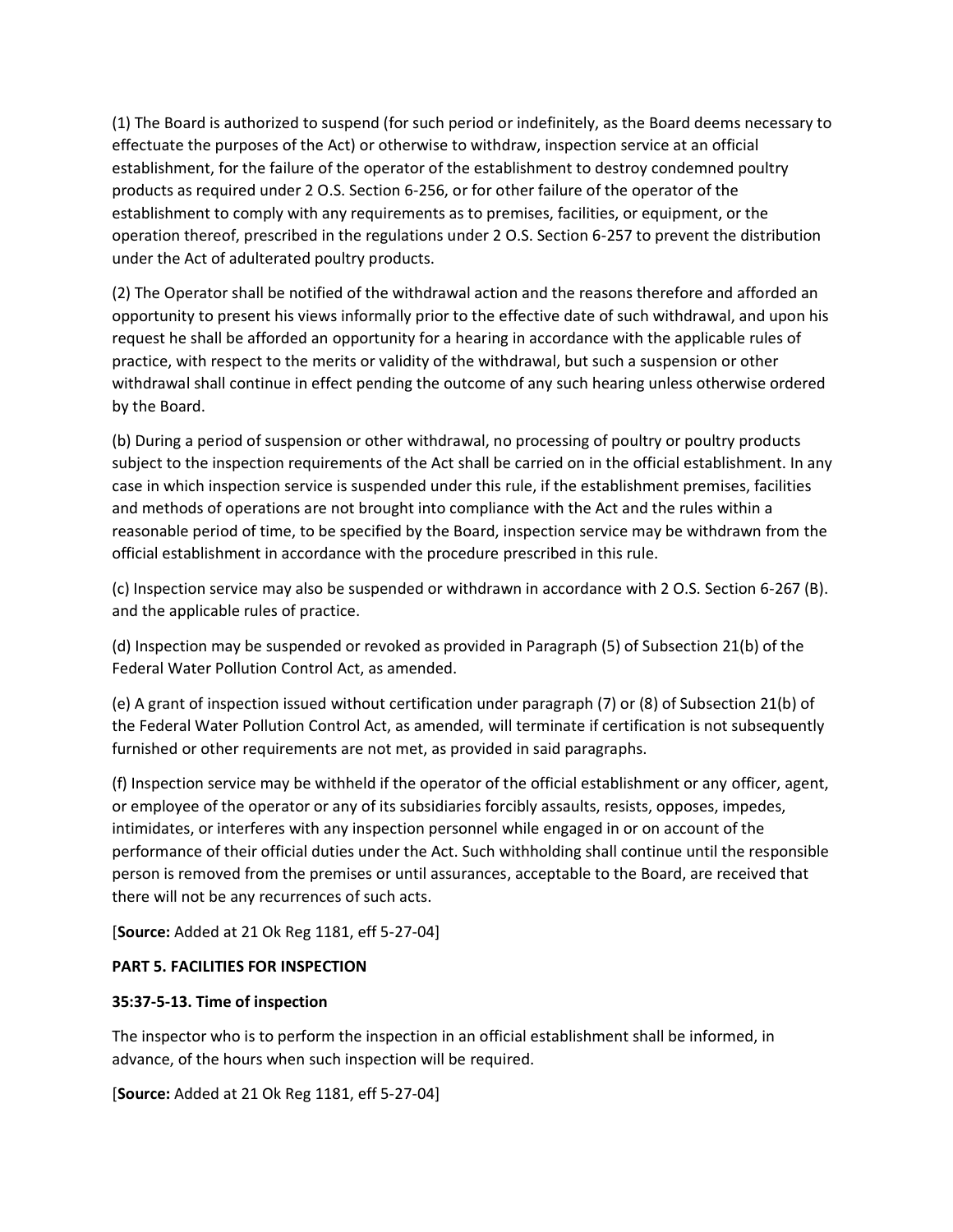(1) The Board is authorized to suspend (for such period or indefinitely, as the Board deems necessary to effectuate the purposes of the Act) or otherwise to withdraw, inspection service at an official establishment, for the failure of the operator of the establishment to destroy condemned poultry products as required under 2 O.S. Section 6-256, or for other failure of the operator of the establishment to comply with any requirements as to premises, facilities, or equipment, or the operation thereof, prescribed in the regulations under 2 O.S. Section 6-257 to prevent the distribution under the Act of adulterated poultry products.

(2) The Operator shall be notified of the withdrawal action and the reasons therefore and afforded an opportunity to present his views informally prior to the effective date of such withdrawal, and upon his request he shall be afforded an opportunity for a hearing in accordance with the applicable rules of practice, with respect to the merits or validity of the withdrawal, but such a suspension or other withdrawal shall continue in effect pending the outcome of any such hearing unless otherwise ordered by the Board.

(b) During a period of suspension or other withdrawal, no processing of poultry or poultry products subject to the inspection requirements of the Act shall be carried on in the official establishment. In any case in which inspection service is suspended under this rule, if the establishment premises, facilities and methods of operations are not brought into compliance with the Act and the rules within a reasonable period of time, to be specified by the Board, inspection service may be withdrawn from the official establishment in accordance with the procedure prescribed in this rule.

(c) Inspection service may also be suspended or withdrawn in accordance with 2 O.S. Section 6-267 (B). and the applicable rules of practice.

(d) Inspection may be suspended or revoked as provided in Paragraph (5) of Subsection 21(b) of the Federal Water Pollution Control Act, as amended.

(e) A grant of inspection issued without certification under paragraph (7) or (8) of Subsection 21(b) of the Federal Water Pollution Control Act, as amended, will terminate if certification is not subsequently furnished or other requirements are not met, as provided in said paragraphs.

(f) Inspection service may be withheld if the operator of the official establishment or any officer, agent, or employee of the operator or any of its subsidiaries forcibly assaults, resists, opposes, impedes, intimidates, or interferes with any inspection personnel while engaged in or on account of the performance of their official duties under the Act. Such withholding shall continue until the responsible person is removed from the premises or until assurances, acceptable to the Board, are received that there will not be any recurrences of such acts.

[**Source:** Added at 21 Ok Reg 1181, eff 5-27-04]

**PART 5. FACILITIES FOR INSPECTION**

**35:37-5-13. Time of inspection**

The inspector who is to perform the inspection in an official establishment shall be informed, in advance, of the hours when such inspection will be required.

[**Source:** Added at 21 Ok Reg 1181, eff 5-27-04]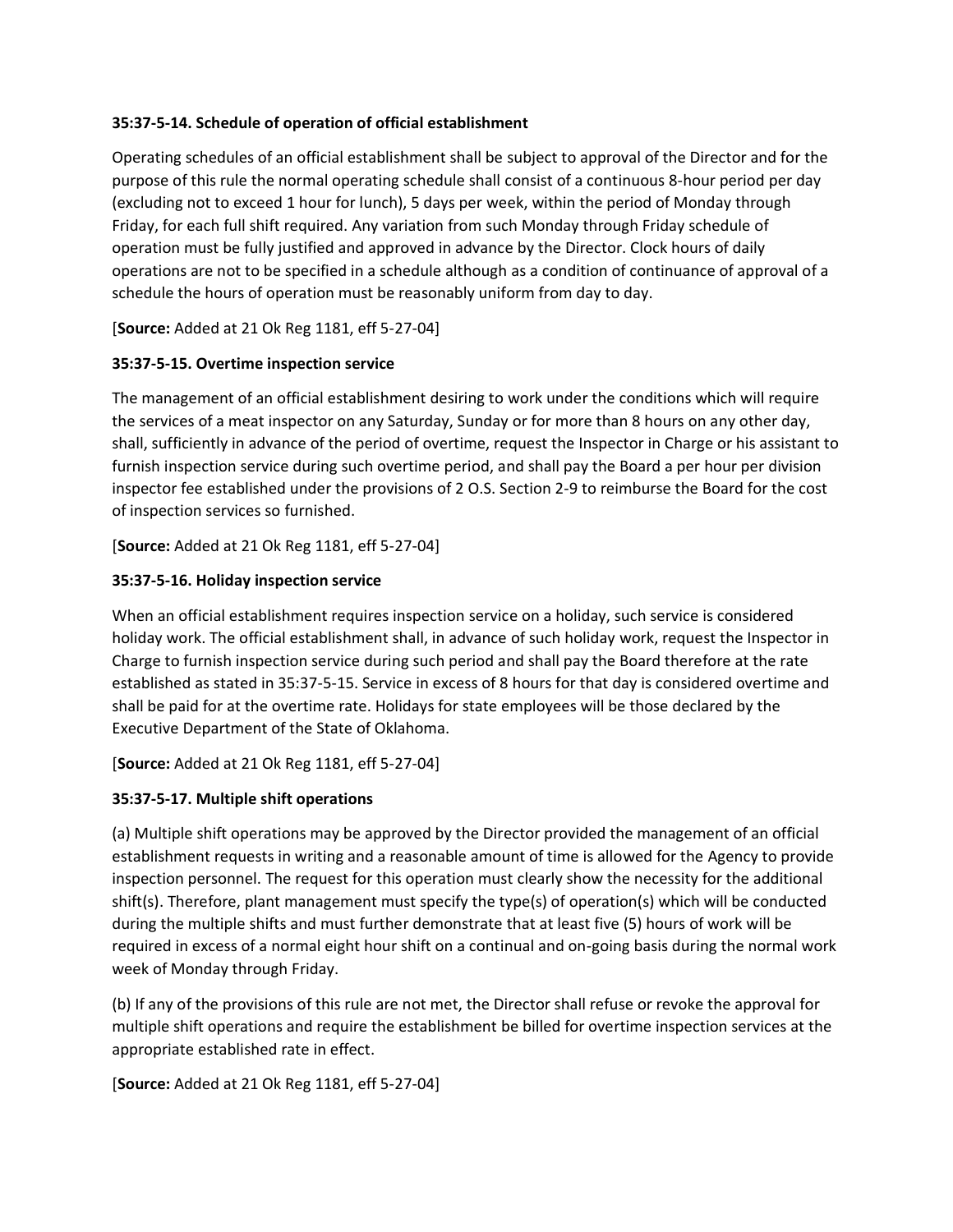**35:37-5-14. Schedule of operation of official establishment**

Operating schedules of an official establishment shall be subject to approval of the Director and for the purpose of this rule the normal operating schedule shall consist of a continuous 8-hour period per day (excluding not to exceed 1 hour for lunch), 5 days per week, within the period of Monday through Friday, for each full shift required. Any variation from such Monday through Friday schedule of operation must be fully justified and approved in advance by the Director. Clock hours of daily operations are not to be specified in a schedule although as a condition of continuance of approval of a schedule the hours of operation must be reasonably uniform from day to day.

[**Source:** Added at 21 Ok Reg 1181, eff 5-27-04]

**35:37-5-15. Overtime inspection service**

The management of an official establishment desiring to work under the conditions which will require the services of a meat inspector on any Saturday, Sunday or for more than 8 hours on any other day, shall, sufficiently in advance of the period of overtime, request the Inspector in Charge or his assistant to furnish inspection service during such overtime period, and shall pay the Board a per hour per division inspector fee established under the provisions of 2 O.S. Section 2-9 to reimburse the Board for the cost of inspection services so furnished.

[**Source:** Added at 21 Ok Reg 1181, eff 5-27-04]

**35:37-5-16. Holiday inspection service**

When an official establishment requires inspection service on a holiday, such service is considered holiday work. The official establishment shall, in advance of such holiday work, request the Inspector in Charge to furnish inspection service during such period and shall pay the Board therefore at the rate established as stated in 35:37-5-15. Service in excess of 8 hours for that day is considered overtime and shall be paid for at the overtime rate. Holidays for state employees will be those declared by the Executive Department of the State of Oklahoma.

[**Source:** Added at 21 Ok Reg 1181, eff 5-27-04]

**35:37-5-17. Multiple shift operations**

(a) Multiple shift operations may be approved by the Director provided the management of an official establishment requests in writing and a reasonable amount of time is allowed for the Agency to provide inspection personnel. The request for this operation must clearly show the necessity for the additional shift(s). Therefore, plant management must specify the type(s) of operation(s) which will be conducted during the multiple shifts and must further demonstrate that at least five (5) hours of work will be required in excess of a normal eight hour shift on a continual and on-going basis during the normal work week of Monday through Friday.

(b) If any of the provisions of this rule are not met, the Director shall refuse or revoke the approval for multiple shift operations and require the establishment be billed for overtime inspection services at the appropriate established rate in effect.

[**Source:** Added at 21 Ok Reg 1181, eff 5-27-04]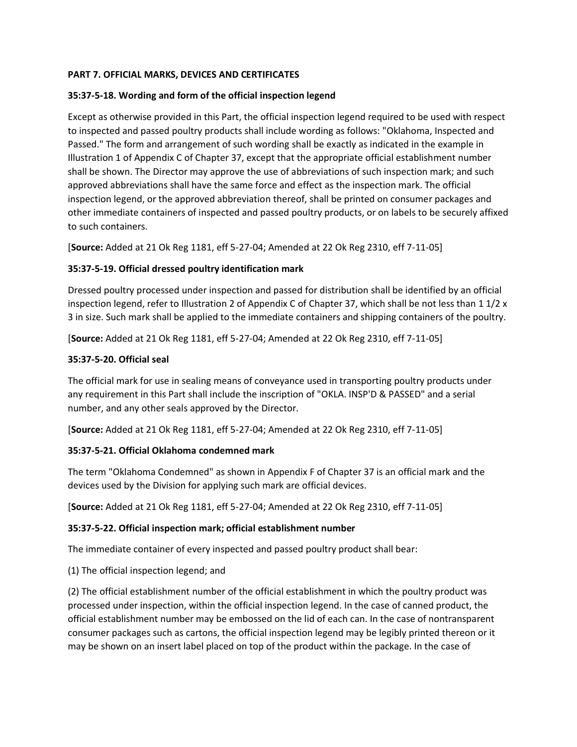**PART 7. OFFICIAL MARKS, DEVICES AND CERTIFICATES**

**35:37-5-18. Wording and form of the official inspection legend**

Except as otherwise provided in this Part, the official inspection legend required to be used with respect to inspected and passed poultry products shall include wording as follows: "Oklahoma, Inspected and Passed." The form and arrangement of such wording shall be exactly as indicated in the example in Illustration 1 of Appendix C of Chapter 37, except that the appropriate official establishment number shall be shown. The Director may approve the use of abbreviations of such inspection mark; and such approved abbreviations shall have the same force and effect as the inspection mark. The official inspection legend, or the approved abbreviation thereof, shall be printed on consumer packages and other immediate containers of inspected and passed poultry products, or on labels to be securely affixed to such containers.

[**Source:** Added at 21 Ok Reg 1181, eff 5-27-04; Amended at 22 Ok Reg 2310, eff 7-11-05]

**35:37-5-19. Official dressed poultry identification mark**

Dressed poultry processed under inspection and passed for distribution shall be identified by an official inspection legend, refer to Illustration 2 of Appendix C of Chapter 37, which shall be not less than 1 1/2 x 3 in size. Such mark shall be applied to the immediate containers and shipping containers of the poultry.

[**Source:** Added at 21 Ok Reg 1181, eff 5-27-04; Amended at 22 Ok Reg 2310, eff 7-11-05]

**35:37-5-20. Official seal**

The official mark for use in sealing means of conveyance used in transporting poultry products under any requirement in this Part shall include the inscription of "OKLA. INSP'D & PASSED" and a serial number, and any other seals approved by the Director.

[**Source:** Added at 21 Ok Reg 1181, eff 5-27-04; Amended at 22 Ok Reg 2310, eff 7-11-05]

**35:37-5-21. Official Oklahoma condemned mark**

The term "Oklahoma Condemned" as shown in Appendix F of Chapter 37 is an official mark and the devices used by the Division for applying such mark are official devices.

[**Source:** Added at 21 Ok Reg 1181, eff 5-27-04; Amended at 22 Ok Reg 2310, eff 7-11-05]

**35:37-5-22. Official inspection mark; official establishment number**

The immediate container of every inspected and passed poultry product shall bear:

(1) The official inspection legend; and

(2) The official establishment number of the official establishment in which the poultry product was processed under inspection, within the official inspection legend. In the case of canned product, the official establishment number may be embossed on the lid of each can. In the case of nontransparent consumer packages such as cartons, the official inspection legend may be legibly printed thereon or it may be shown on an insert label placed on top of the product within the package. In the case of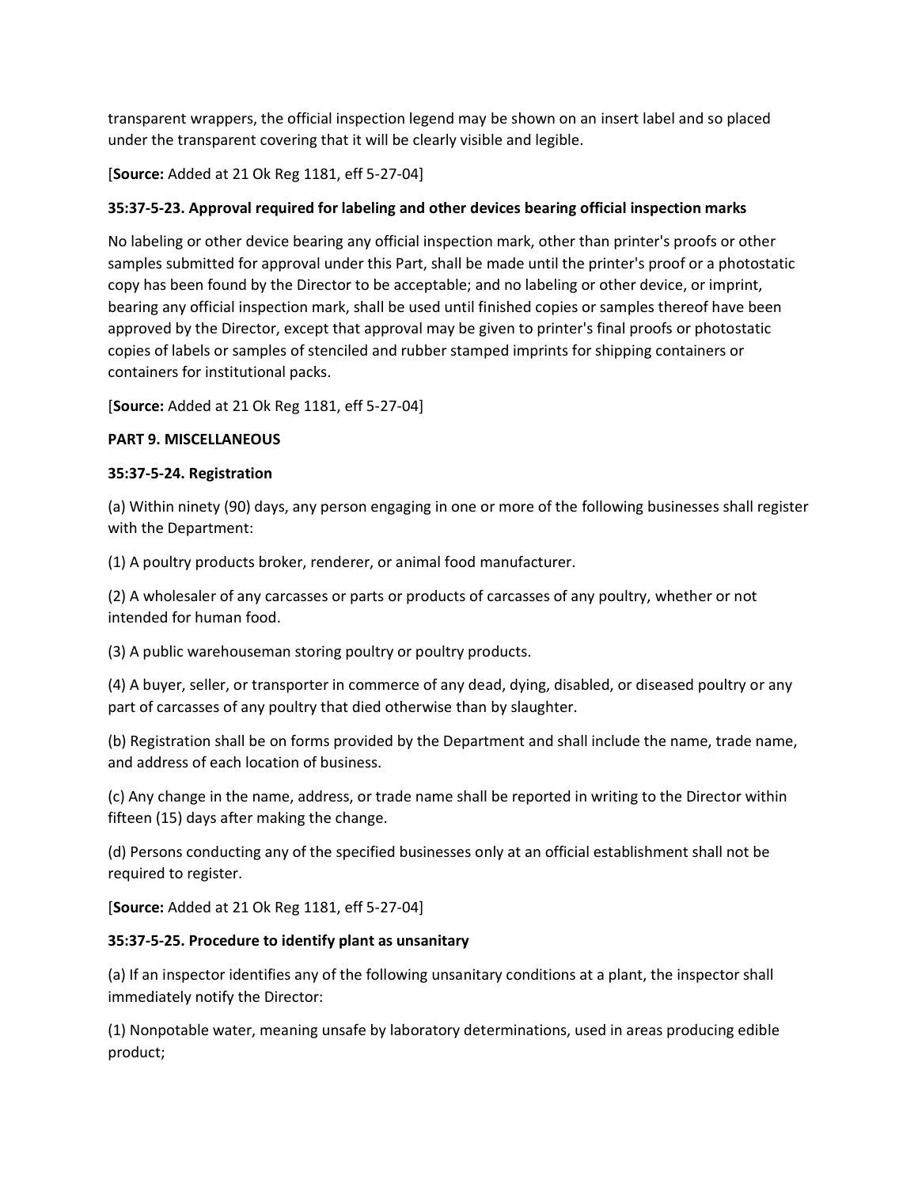transparent wrappers, the official inspection legend may be shown on an insert label and so placed under the transparent covering that it will be clearly visible and legible.

[**Source:** Added at 21 Ok Reg 1181, eff 5-27-04]

**35:37-5-23. Approval required for labeling and other devices bearing official inspection marks**

No labeling or other device bearing any official inspection mark, other than printer's proofs or other samples submitted for approval under this Part, shall be made until the printer's proof or a photostatic copy has been found by the Director to be acceptable; and no labeling or other device, or imprint, bearing any official inspection mark, shall be used until finished copies or samples thereof have been approved by the Director, except that approval may be given to printer's final proofs or photostatic copies of labels or samples of stenciled and rubber stamped imprints for shipping containers or containers for institutional packs.

[**Source:** Added at 21 Ok Reg 1181, eff 5-27-04]

**PART 9. MISCELLANEOUS**

**35:37-5-24. Registration**

(a) Within ninety (90) days, any person engaging in one or more of the following businesses shall register with the Department:

(1) A poultry products broker, renderer, or animal food manufacturer.

(2) A wholesaler of any carcasses or parts or products of carcasses of any poultry, whether or not intended for human food.

(3) A public warehouseman storing poultry or poultry products.

(4) A buyer, seller, or transporter in commerce of any dead, dying, disabled, or diseased poultry or any part of carcasses of any poultry that died otherwise than by slaughter.

(b) Registration shall be on forms provided by the Department and shall include the name, trade name, and address of each location of business.

(c) Any change in the name, address, or trade name shall be reported in writing to the Director within fifteen (15) days after making the change.

(d) Persons conducting any of the specified businesses only at an official establishment shall not be required to register.

[**Source:** Added at 21 Ok Reg 1181, eff 5-27-04]

**35:37-5-25. Procedure to identify plant as unsanitary**

(a) If an inspector identifies any of the following unsanitary conditions at a plant, the inspector shall immediately notify the Director:

(1) Nonpotable water, meaning unsafe by laboratory determinations, used in areas producing edible product;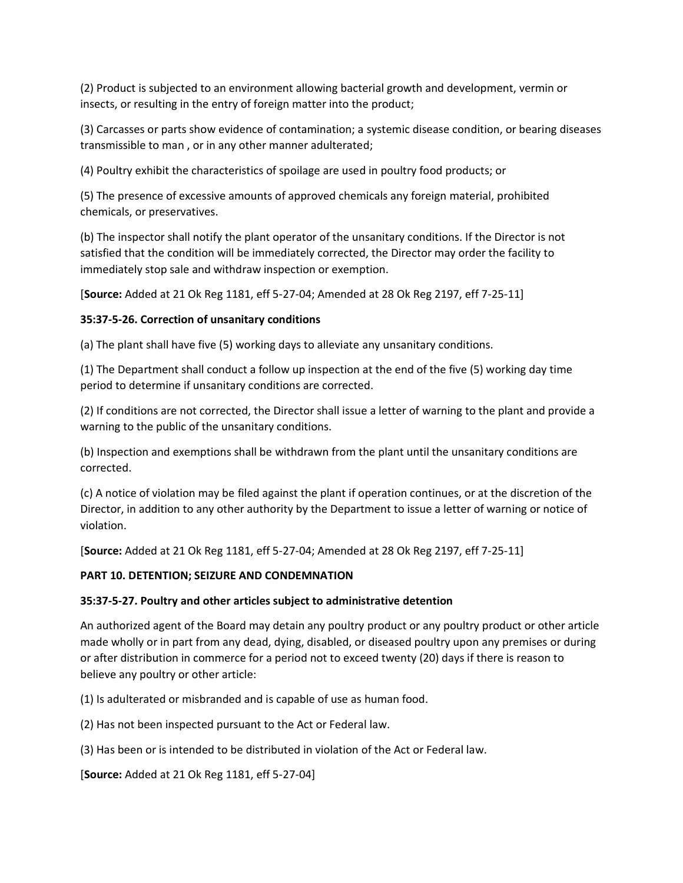(2) Product is subjected to an environment allowing bacterial growth and development, vermin or insects, or resulting in the entry of foreign matter into the product;

(3) Carcasses or parts show evidence of contamination; a systemic disease condition, or bearing diseases transmissible to man , or in any other manner adulterated;

(4) Poultry exhibit the characteristics of spoilage are used in poultry food products; or

(5) The presence of excessive amounts of approved chemicals any foreign material, prohibited chemicals, or preservatives.

(b) The inspector shall notify the plant operator of the unsanitary conditions. If the Director is not satisfied that the condition will be immediately corrected, the Director may order the facility to immediately stop sale and withdraw inspection or exemption.

[**Source:** Added at 21 Ok Reg 1181, eff 5-27-04; Amended at 28 Ok Reg 2197, eff 7-25-11]

**35:37-5-26. Correction of unsanitary conditions**

(a) The plant shall have five (5) working days to alleviate any unsanitary conditions.

(1) The Department shall conduct a follow up inspection at the end of the five (5) working day time period to determine if unsanitary conditions are corrected.

(2) If conditions are not corrected, the Director shall issue a letter of warning to the plant and provide a warning to the public of the unsanitary conditions.

(b) Inspection and exemptions shall be withdrawn from the plant until the unsanitary conditions are corrected.

(c) A notice of violation may be filed against the plant if operation continues, or at the discretion of the Director, in addition to any other authority by the Department to issue a letter of warning or notice of violation.

[**Source:** Added at 21 Ok Reg 1181, eff 5-27-04; Amended at 28 Ok Reg 2197, eff 7-25-11]

**PART 10. DETENTION; SEIZURE AND CONDEMNATION**

**35:37-5-27. Poultry and other articles subject to administrative detention**

An authorized agent of the Board may detain any poultry product or any poultry product or other article made wholly or in part from any dead, dying, disabled, or diseased poultry upon any premises or during or after distribution in commerce for a period not to exceed twenty (20) days if there is reason to believe any poultry or other article:

(1) Is adulterated or misbranded and is capable of use as human food.

(2) Has not been inspected pursuant to the Act or Federal law.

(3) Has been or is intended to be distributed in violation of the Act or Federal law.

[**Source:** Added at 21 Ok Reg 1181, eff 5-27-04]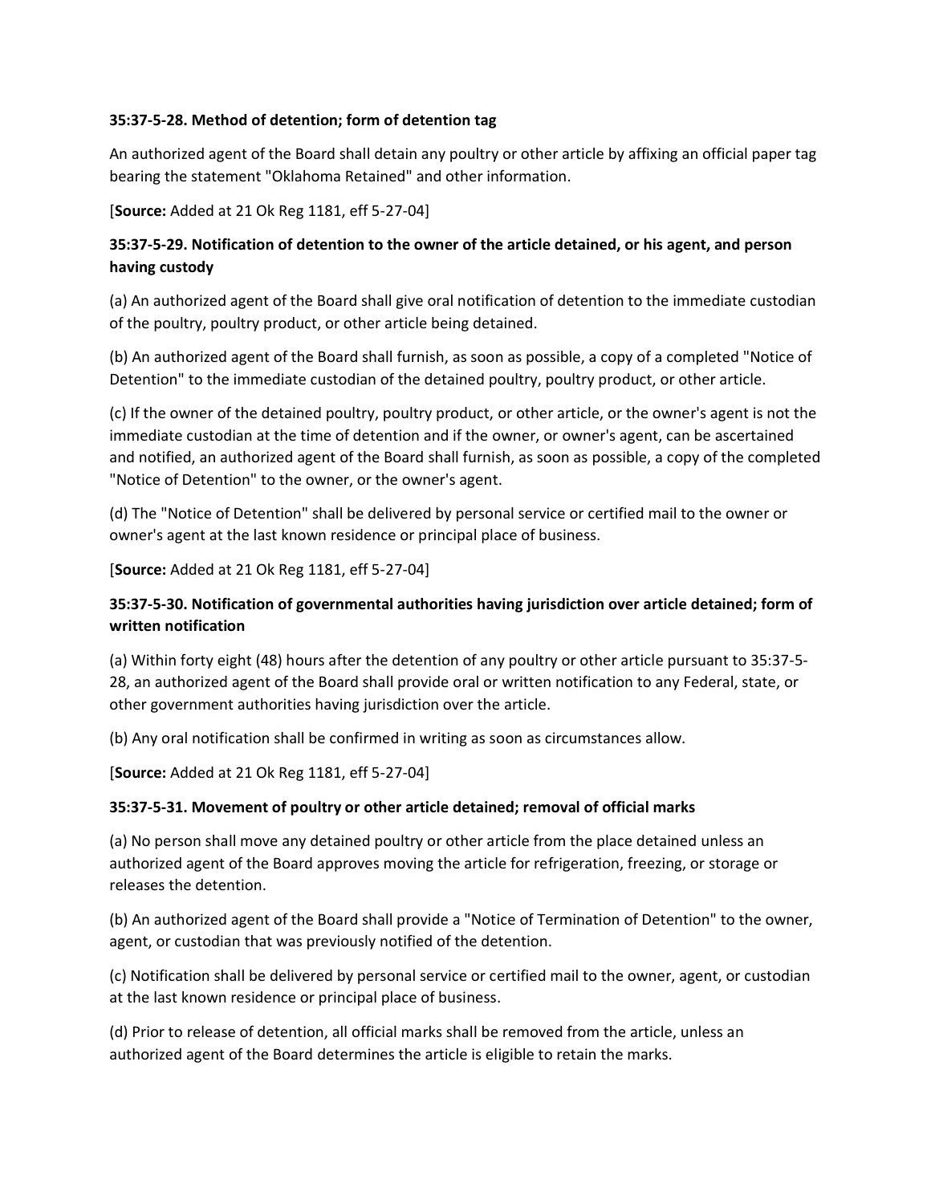**35:37-5-28. Method of detention; form of detention tag**

An authorized agent of the Board shall detain any poultry or other article by affixing an official paper tag bearing the statement "Oklahoma Retained" and other information.

[**Source:** Added at 21 Ok Reg 1181, eff 5-27-04]

**35:37-5-29. Notification of detention to the owner of the article detained, or his agent, and person having custody**

(a) An authorized agent of the Board shall give oral notification of detention to the immediate custodian of the poultry, poultry product, or other article being detained.

(b) An authorized agent of the Board shall furnish, as soon as possible, a copy of a completed "Notice of Detention" to the immediate custodian of the detained poultry, poultry product, or other article.

(c) If the owner of the detained poultry, poultry product, or other article, or the owner's agent is not the immediate custodian at the time of detention and if the owner, or owner's agent, can be ascertained and notified, an authorized agent of the Board shall furnish, as soon as possible, a copy of the completed "Notice of Detention" to the owner, or the owner's agent.

(d) The "Notice of Detention" shall be delivered by personal service or certified mail to the owner or owner's agent at the last known residence or principal place of business.

[**Source:** Added at 21 Ok Reg 1181, eff 5-27-04]

**35:37-5-30. Notification of governmental authorities having jurisdiction over article detained; form of written notification**

(a) Within forty eight (48) hours after the detention of any poultry or other article pursuant to 35:37-5-28, an authorized agent of the Board shall provide oral or written notification to any Federal, state, or other government authorities having jurisdiction over the article.

(b) Any oral notification shall be confirmed in writing as soon as circumstances allow.

[**Source:** Added at 21 Ok Reg 1181, eff 5-27-04]

**35:37-5-31. Movement of poultry or other article detained; removal of official marks**

(a) No person shall move any detained poultry or other article from the place detained unless an authorized agent of the Board approves moving the article for refrigeration, freezing, or storage or releases the detention.

(b) An authorized agent of the Board shall provide a "Notice of Termination of Detention" to the owner, agent, or custodian that was previously notified of the detention.

(c) Notification shall be delivered by personal service or certified mail to the owner, agent, or custodian at the last known residence or principal place of business.

(d) Prior to release of detention, all official marks shall be removed from the article, unless an authorized agent of the Board determines the article is eligible to retain the marks.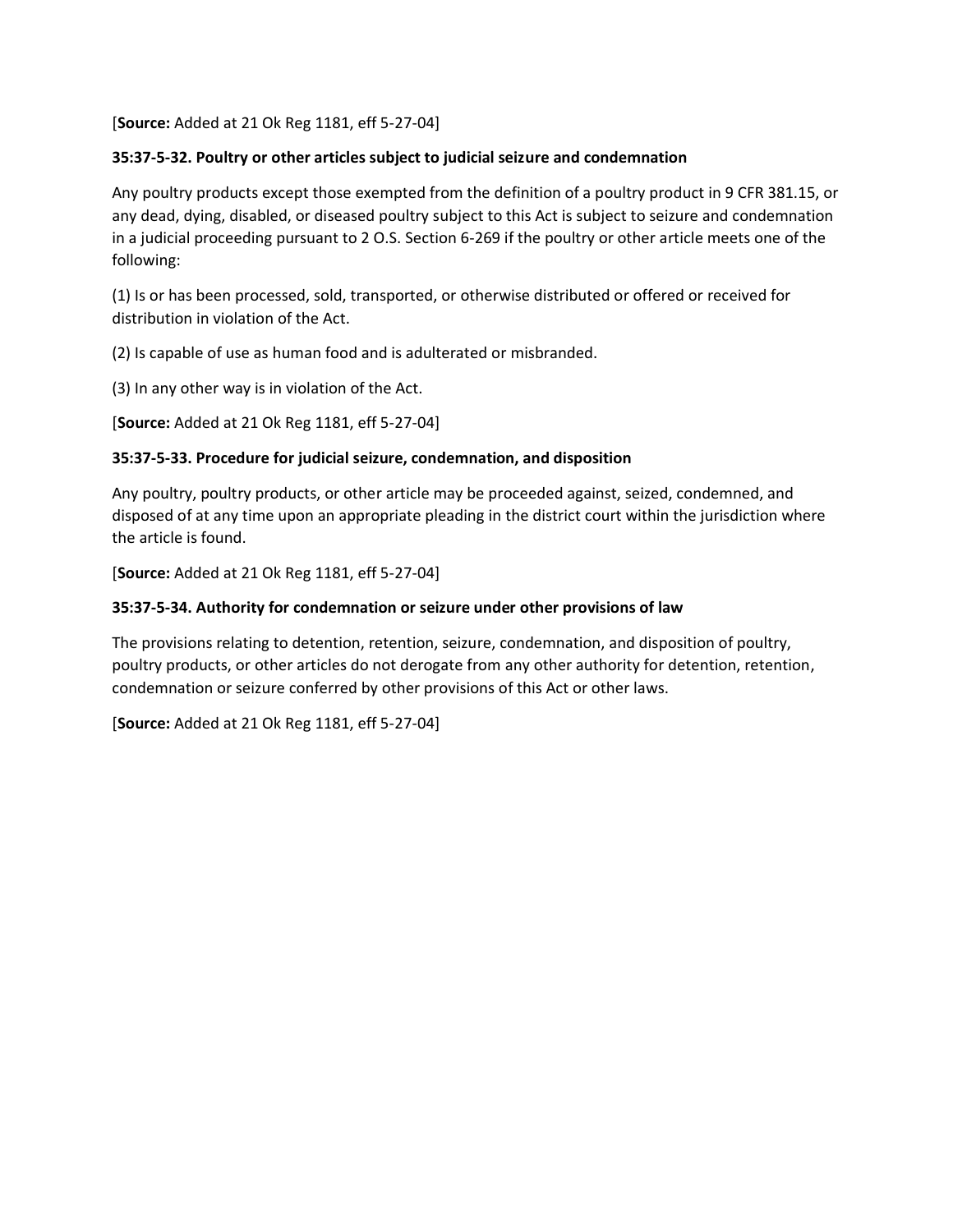[**Source:** Added at 21 Ok Reg 1181, eff 5-27-04]

**35:37-5-32. Poultry or other articles subject to judicial seizure and condemnation**

Any poultry products except those exempted from the definition of a poultry product in 9 CFR 381.15, or any dead, dying, disabled, or diseased poultry subject to this Act is subject to seizure and condemnation in a judicial proceeding pursuant to 2 O.S. Section 6-269 if the poultry or other article meets one of the following:

(1) Is or has been processed, sold, transported, or otherwise distributed or offered or received for distribution in violation of the Act.

(2) Is capable of use as human food and is adulterated or misbranded.

(3) In any other way is in violation of the Act.

[**Source:** Added at 21 Ok Reg 1181, eff 5-27-04]

**35:37-5-33. Procedure for judicial seizure, condemnation, and disposition**

Any poultry, poultry products, or other article may be proceeded against, seized, condemned, and disposed of at any time upon an appropriate pleading in the district court within the jurisdiction where the article is found.

[**Source:** Added at 21 Ok Reg 1181, eff 5-27-04]

**35:37-5-34. Authority for condemnation or seizure under other provisions of law**

The provisions relating to detention, retention, seizure, condemnation, and disposition of poultry, poultry products, or other articles do not derogate from any other authority for detention, retention, condemnation or seizure conferred by other provisions of this Act or other laws.

[**Source:** Added at 21 Ok Reg 1181, eff 5-27-04]